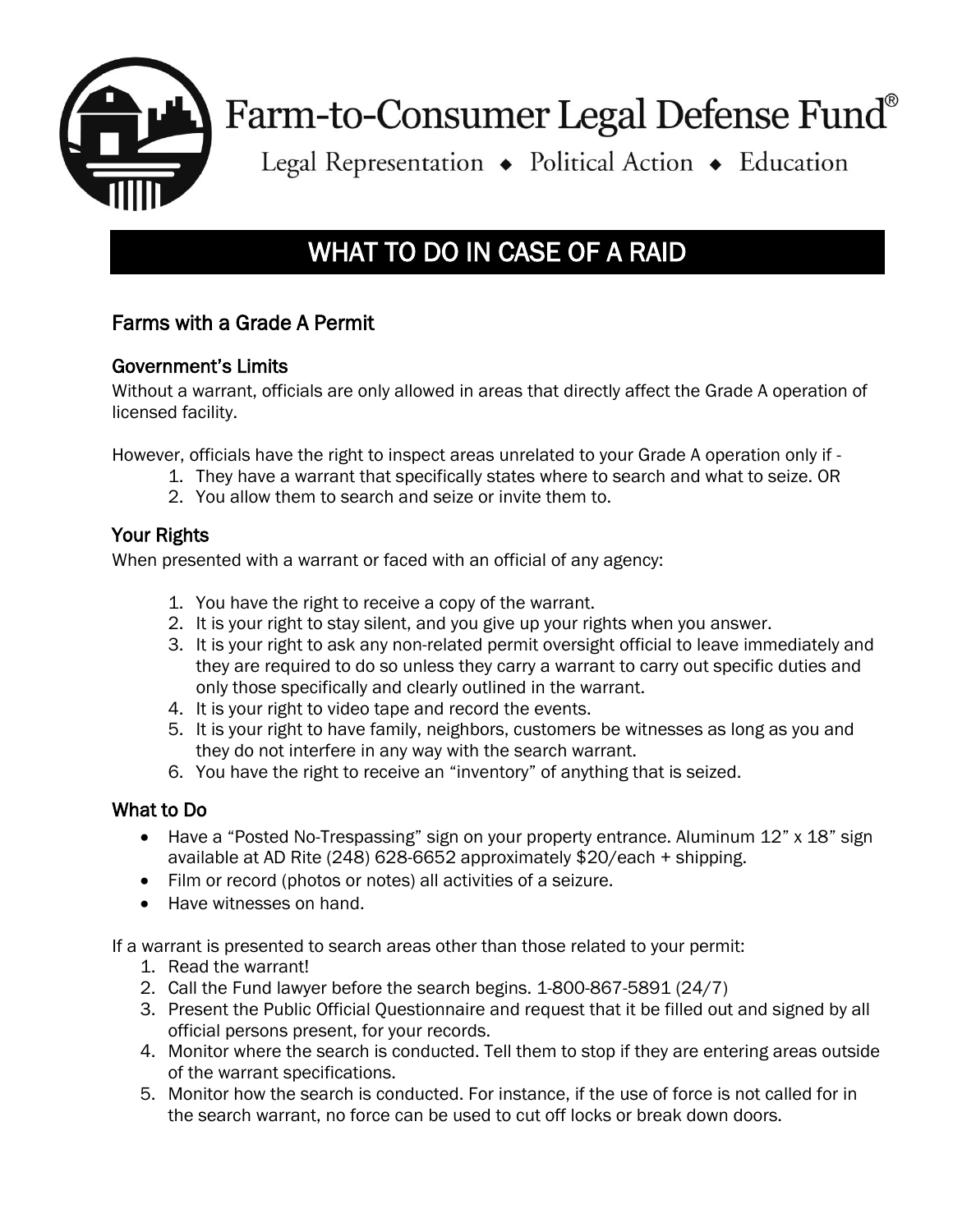# Farm-to-Consumer Legal Defense Fund®

Legal Representation ◆ Political Action ◆ Education

## WHAT TO DO IN CASE OF A RAID

### Farms with a Grade A Permit

#### Government's Limits

Without a warrant, officials are only allowed in areas that directly affect the Grade A operation of licensed facility.

However, officials have the right to inspect areas unrelated to your Grade A operation only if -

1. They have a warrant that specifically states where to search and what to seize. OR
2. You allow them to search and seize or invite them to.

#### Your Rights

When presented with a warrant or faced with an official of any agency:

1. You have the right to receive a copy of the warrant.
2. It is your right to stay silent, and you give up your rights when you answer.
3. It is your right to ask any non-related permit oversight official to leave immediately and they are required to do so unless they carry a warrant to carry out specific duties and only those specifically and clearly outlined in the warrant.
4. It is your right to video tape and record the events.
5. It is your right to have family, neighbors, customers be witnesses as long as you and they do not interfere in any way with the search warrant.
6. You have the right to receive an "inventory" of anything that is seized.

#### What to Do

- Have a "Posted No-Trespassing" sign on your property entrance. Aluminum 12" x 18" sign available at AD Rite (248) 628-6652 approximately $20/each + shipping.
- Film or record (photos or notes) all activities of a seizure.
- Have witnesses on hand.

If a warrant is presented to search areas other than those related to your permit:

1. Read the warrant!
2. Call the Fund lawyer before the search begins. 1-800-867-5891 (24/7)
3. Present the Public Official Questionnaire and request that it be filled out and signed by all official persons present, for your records.
4. Monitor where the search is conducted. Tell them to stop if they are entering areas outside of the warrant specifications.
5. Monitor how the search is conducted. For instance, if the use of force is not called for in the search warrant, no force can be used to cut off locks or break down doors.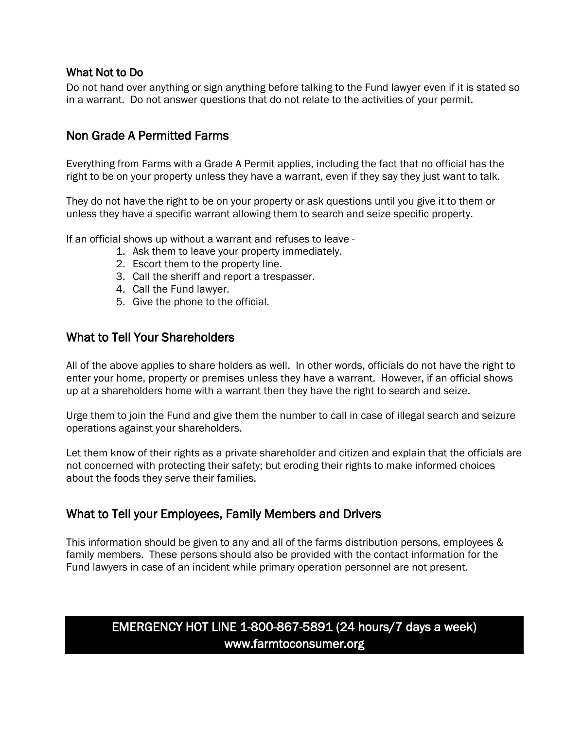### What Not to Do

Do not hand over anything or sign anything before talking to the Fund lawyer even if it is stated so in a warrant. Do not answer questions that do not relate to the activities of your permit.

## Non Grade A Permitted Farms

Everything from Farms with a Grade A Permit applies, including the fact that no official has the right to be on your property unless they have a warrant, even if they say they just want to talk.

They do not have the right to be on your property or ask questions until you give it to them or unless they have a specific warrant allowing them to search and seize specific property.

If an official shows up without a warrant and refuses to leave -

1. Ask them to leave your property immediately.
2. Escort them to the property line.
3. Call the sheriff and report a trespasser.
4. Call the Fund lawyer.
5. Give the phone to the official.

## What to Tell Your Shareholders

All of the above applies to share holders as well. In other words, officials do not have the right to enter your home, property or premises unless they have a warrant. However, if an official shows up at a shareholders home with a warrant then they have the right to search and seize.

Urge them to join the Fund and give them the number to call in case of illegal search and seizure operations against your shareholders.

Let them know of their rights as a private shareholder and citizen and explain that the officials are not concerned with protecting their safety; but eroding their rights to make informed choices about the foods they serve their families.

## What to Tell your Employees, Family Members and Drivers

This information should be given to any and all of the farms distribution persons, employees & family members. These persons should also be provided with the contact information for the Fund lawyers in case of an incident while primary operation personnel are not present.

**EMERGENCY HOT LINE 1-800-867-5891 (24 hours/7 days a week)**
**www.farmtoconsumer.org**